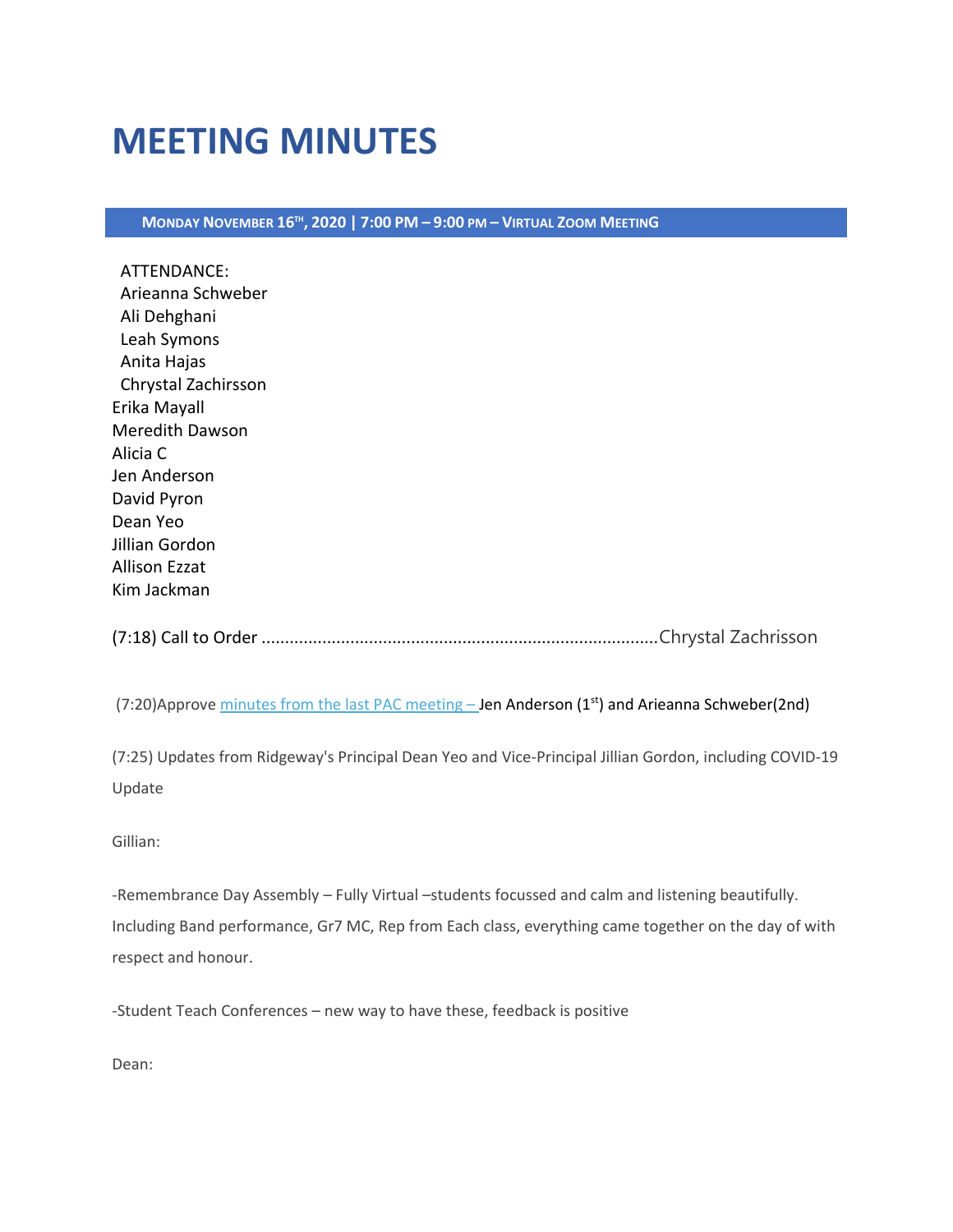# MEETING MINUTES

**MONDAY NOVEMBER 16TH, 2020 | 7:00 PM – 9:00 PM – VIRTUAL ZOOM MEETING**

ATTENDANCE:
Arieanna Schweber
Ali Dehghani
Leah Symons
Anita Hajas
Chrystal Zachirsson
Erika Mayall
Meredith Dawson
Alicia C
Jen Anderson
David Pyron
Dean Yeo
Jillian Gordon
Allison Ezzat
Kim Jackman

(7:18) Call to Order ......................................................................................Chrystal Zachrisson

(7:20)Approve minutes from the last PAC meeting – Jen Anderson (1st) and Arieanna Schweber(2nd)

(7:25) Updates from Ridgeway's Principal Dean Yeo and Vice-Principal Jillian Gordon, including COVID-19 Update

Gillian:

-Remembrance Day Assembly – Fully Virtual –students focussed and calm and listening beautifully. Including Band performance, Gr7 MC, Rep from Each class, everything came together on the day of with respect and honour.

-Student Teach Conferences – new way to have these, feedback is positive

Dean: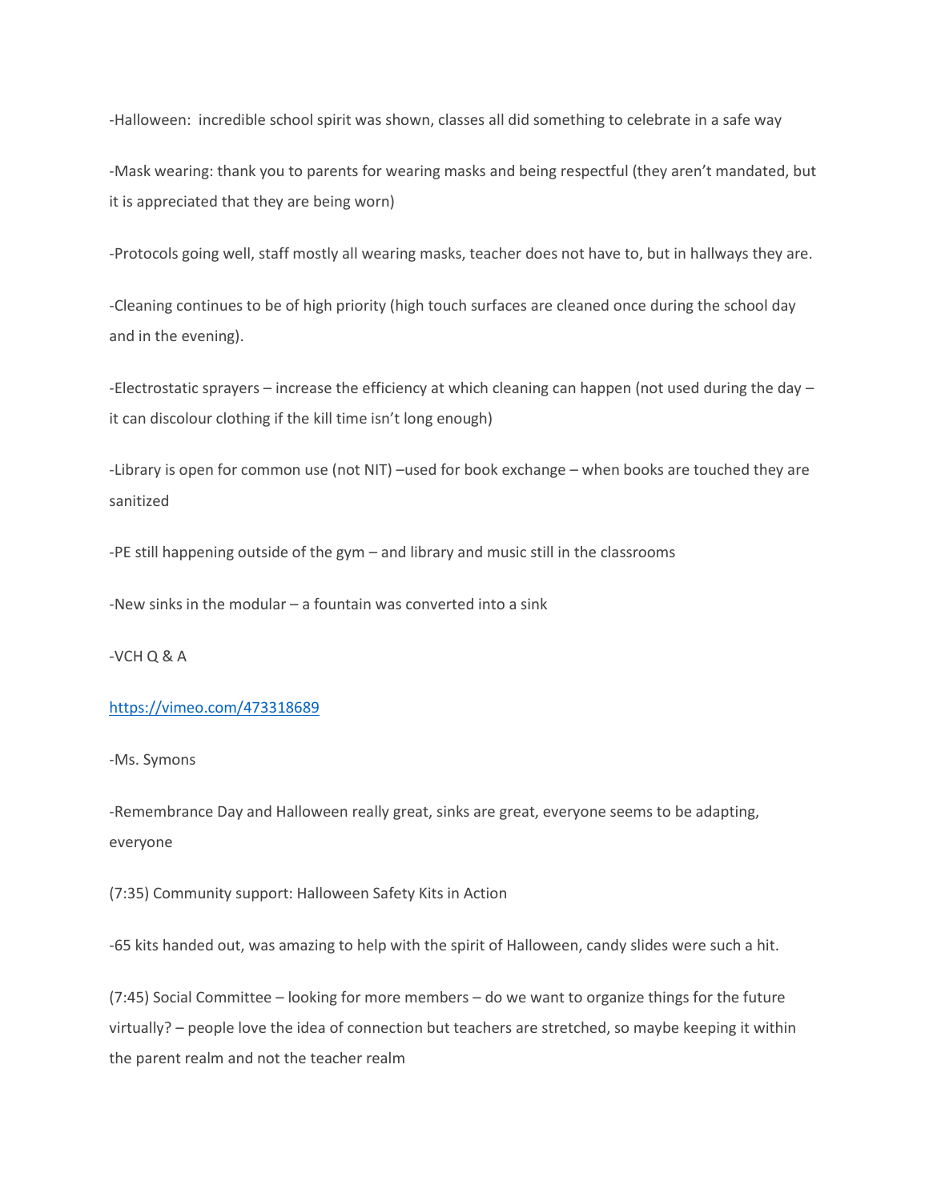-Halloween: incredible school spirit was shown, classes all did something to celebrate in a safe way

-Mask wearing: thank you to parents for wearing masks and being respectful (they aren't mandated, but it is appreciated that they are being worn)

-Protocols going well, staff mostly all wearing masks, teacher does not have to, but in hallways they are.

-Cleaning continues to be of high priority (high touch surfaces are cleaned once during the school day and in the evening).

-Electrostatic sprayers – increase the efficiency at which cleaning can happen (not used during the day – it can discolour clothing if the kill time isn't long enough)

-Library is open for common use (not NIT) –used for book exchange – when books are touched they are sanitized

-PE still happening outside of the gym – and library and music still in the classrooms

-New sinks in the modular – a fountain was converted into a sink

-VCH Q & A

https://vimeo.com/473318689

-Ms. Symons

-Remembrance Day and Halloween really great, sinks are great, everyone seems to be adapting, everyone

(7:35) Community support: Halloween Safety Kits in Action

-65 kits handed out, was amazing to help with the spirit of Halloween, candy slides were such a hit.

(7:45) Social Committee – looking for more members – do we want to organize things for the future virtually? – people love the idea of connection but teachers are stretched, so maybe keeping it within the parent realm and not the teacher realm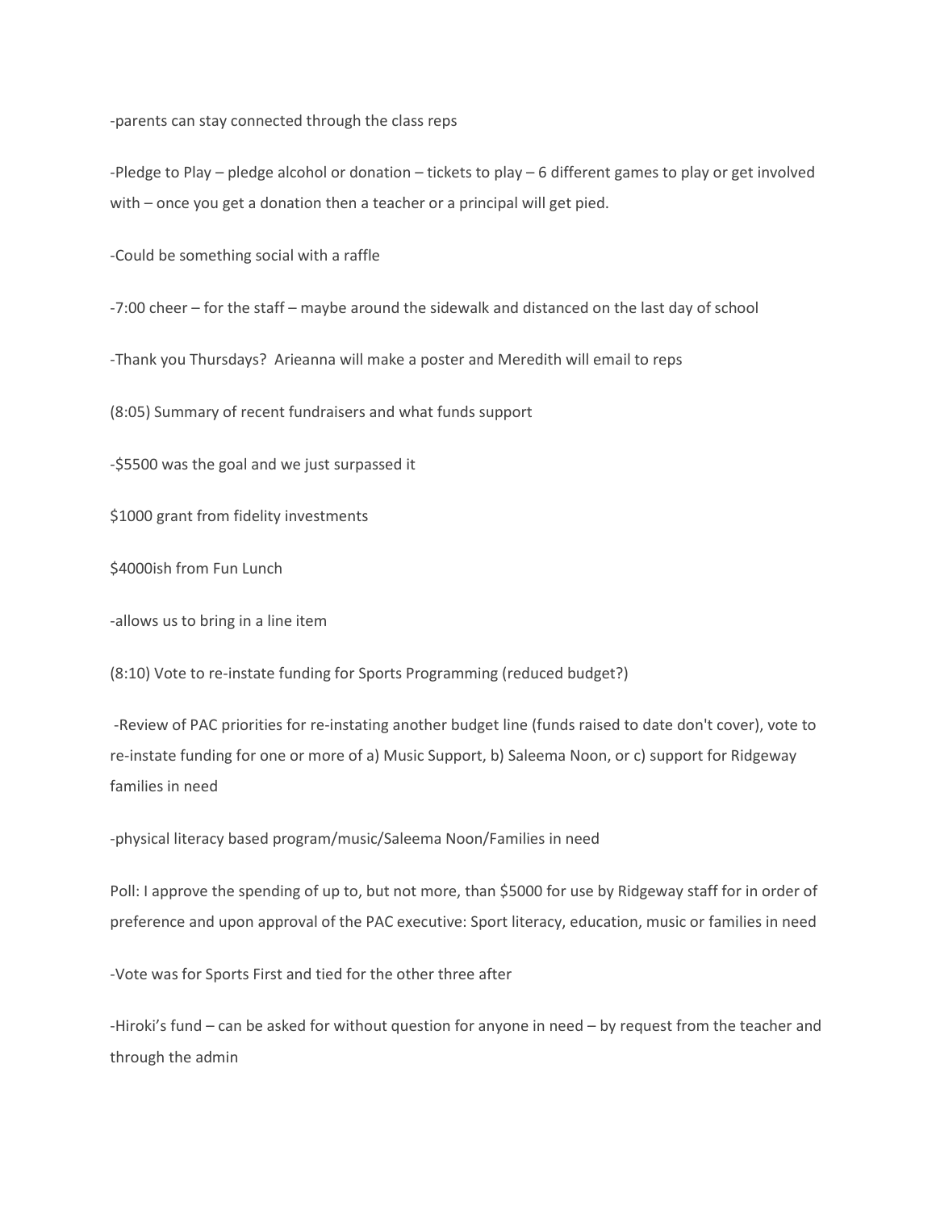-parents can stay connected through the class reps

-Pledge to Play – pledge alcohol or donation – tickets to play – 6 different games to play or get involved with – once you get a donation then a teacher or a principal will get pied.

-Could be something social with a raffle

-7:00 cheer – for the staff – maybe around the sidewalk and distanced on the last day of school

-Thank you Thursdays? Arieanna will make a poster and Meredith will email to reps

(8:05) Summary of recent fundraisers and what funds support

-$5500 was the goal and we just surpassed it

$1000 grant from fidelity investments

$4000ish from Fun Lunch

-allows us to bring in a line item

(8:10) Vote to re-instate funding for Sports Programming (reduced budget?)

-Review of PAC priorities for re-instating another budget line (funds raised to date don't cover), vote to re-instate funding for one or more of a) Music Support, b) Saleema Noon, or c) support for Ridgeway families in need

-physical literacy based program/music/Saleema Noon/Families in need

Poll: I approve the spending of up to, but not more, than $5000 for use by Ridgeway staff for in order of preference and upon approval of the PAC executive: Sport literacy, education, music or families in need

-Vote was for Sports First and tied for the other three after

-Hiroki's fund – can be asked for without question for anyone in need – by request from the teacher and through the admin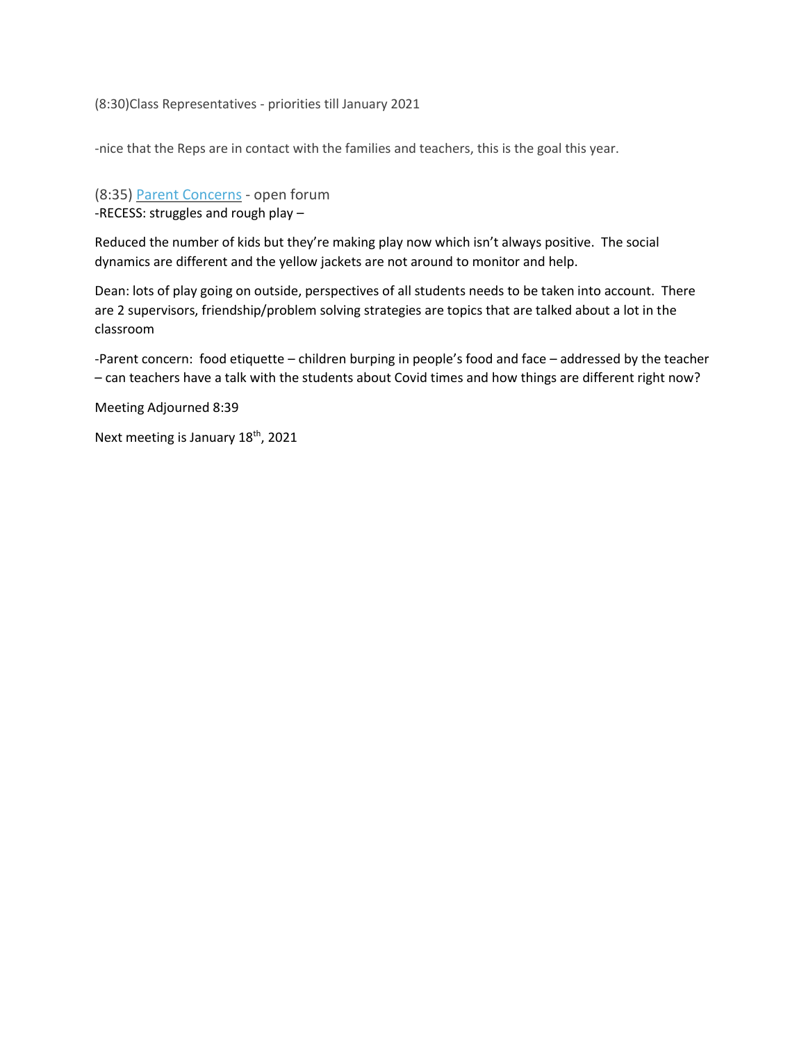(8:30)Class Representatives - priorities till January 2021

-nice that the Reps are in contact with the families and teachers, this is the goal this year.

(8:35) Parent Concerns - open forum
-RECESS: struggles and rough play –

Reduced the number of kids but they're making play now which isn't always positive. The social dynamics are different and the yellow jackets are not around to monitor and help.

Dean: lots of play going on outside, perspectives of all students needs to be taken into account. There are 2 supervisors, friendship/problem solving strategies are topics that are talked about a lot in the classroom

-Parent concern: food etiquette – children burping in people's food and face – addressed by the teacher – can teachers have a talk with the students about Covid times and how things are different right now?

Meeting Adjourned 8:39

Next meeting is January 18th, 2021